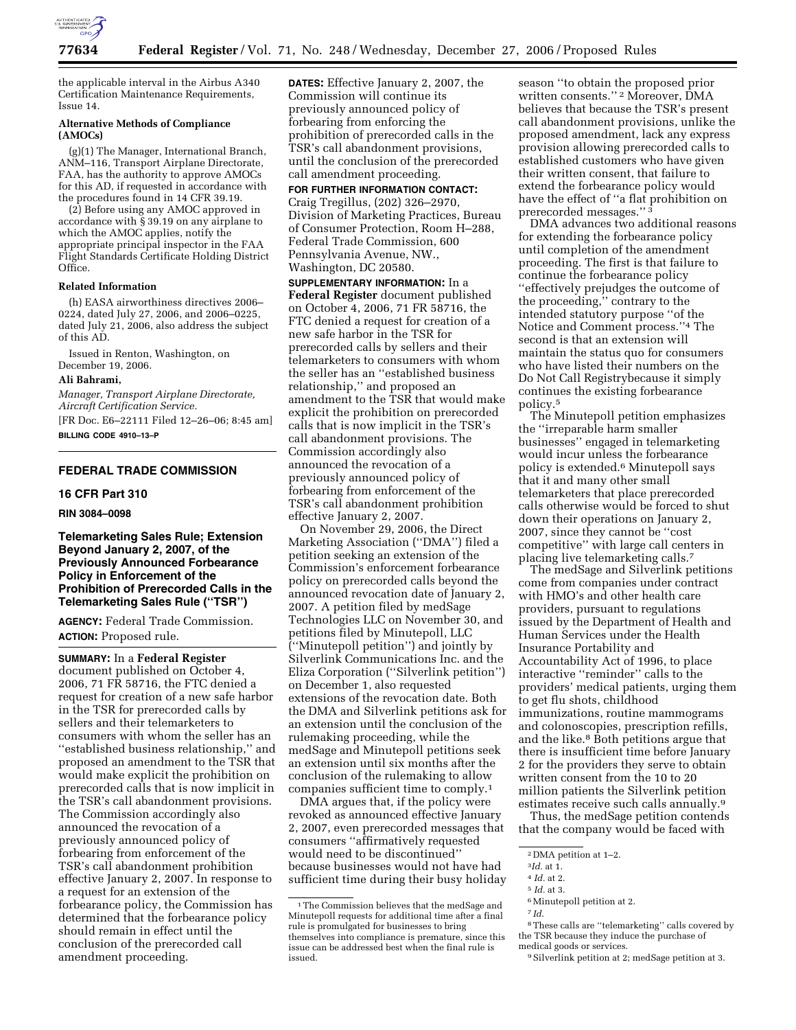the applicable interval in the Airbus A340 Certification Maintenance Requirements, Issue 14.

**Alternative Methods of Compliance (AMOCs)**

(g)(1) The Manager, International Branch, ANM–116, Transport Airplane Directorate, FAA, has the authority to approve AMOCs for this AD, if requested in accordance with the procedures found in 14 CFR 39.19.

(2) Before using any AMOC approved in accordance with § 39.19 on any airplane to which the AMOC applies, notify the appropriate principal inspector in the FAA Flight Standards Certificate Holding District Office.

**Related Information**

(h) EASA airworthiness directives 2006–0224, dated July 27, 2006, and 2006–0225, dated July 21, 2006, also address the subject of this AD.

Issued in Renton, Washington, on December 19, 2006.

**Ali Bahrami,**

*Manager, Transport Airplane Directorate, Aircraft Certification Service.*

[FR Doc. E6–22111 Filed 12–26–06; 8:45 am]

**BILLING CODE 4910–13–P**

## FEDERAL TRADE COMMISSION

### 16 CFR Part 310

**RIN 3084–0098**

### Telemarketing Sales Rule; Extension Beyond January 2, 2007, of the Previously Announced Forbearance Policy in Enforcement of the Prohibition of Prerecorded Calls in the Telemarketing Sales Rule (''TSR'')

**AGENCY:** Federal Trade Commission.

**ACTION:** Proposed rule.

**SUMMARY:** In a **Federal Register** document published on October 4, 2006, 71 FR 58716, the FTC denied a request for creation of a new safe harbor in the TSR for prerecorded calls by sellers and their telemarketers to consumers with whom the seller has an ''established business relationship,'' and proposed an amendment to the TSR that would make explicit the prohibition on prerecorded calls that is now implicit in the TSR's call abandonment provisions. The Commission accordingly also announced the revocation of a previously announced policy of forbearing from enforcement of the TSR's call abandonment prohibition effective January 2, 2007. In response to a request for an extension of the forbearance policy, the Commission has determined that the forbearance policy should remain in effect until the conclusion of the prerecorded call amendment proceeding.

**DATES:** Effective January 2, 2007, the Commission will continue its previously announced policy of forbearing from enforcing the prohibition of prerecorded calls in the TSR's call abandonment provisions, until the conclusion of the prerecorded call amendment proceeding.

**FOR FURTHER INFORMATION CONTACT:** Craig Tregillus, (202) 326–2970, Division of Marketing Practices, Bureau of Consumer Protection, Room H–288, Federal Trade Commission, 600 Pennsylvania Avenue, NW., Washington, DC 20580.

**SUPPLEMENTARY INFORMATION:** In a **Federal Register** document published on October 4, 2006, 71 FR 58716, the FTC denied a request for creation of a new safe harbor in the TSR for prerecorded calls by sellers and their telemarketers to consumers with whom the seller has an ''established business relationship,'' and proposed an amendment to the TSR that would make explicit the prohibition on prerecorded calls that is now implicit in the TSR's call abandonment provisions. The Commission accordingly also announced the revocation of a previously announced policy of forbearing from enforcement of the TSR's call abandonment prohibition effective January 2, 2007.

On November 29, 2006, the Direct Marketing Association (''DMA'') filed a petition seeking an extension of the Commission's enforcement forbearance policy on prerecorded calls beyond the announced revocation date of January 2, 2007. A petition filed by medSage Technologies LLC on November 30, and petitions filed by Minutepoll, LLC (''Minutepoll petition'') and jointly by Silverlink Communications Inc. and the Eliza Corporation (''Silverlink petition'') on December 1, also requested extensions of the revocation date. Both the DMA and Silverlink petitions ask for an extension until the conclusion of the rulemaking proceeding, while the medSage and Minutepoll petitions seek an extension until six months after the conclusion of the rulemaking to allow companies sufficient time to comply.[1]

DMA argues that, if the policy were revoked as announced effective January 2, 2007, even prerecorded messages that consumers ''affirmatively requested would need to be discontinued'' because businesses would not have had sufficient time during their busy holiday season ''to obtain the proposed prior written consents.''[2] Moreover, DMA believes that because the TSR's present call abandonment provisions, unlike the proposed amendment, lack any express provision allowing prerecorded calls to established customers who have given their written consent, that failure to extend the forbearance policy would have the effect of ''a flat prohibition on prerecorded messages.''[3]

DMA advances two additional reasons for extending the forbearance policy until completion of the amendment proceeding. The first is that failure to continue the forbearance policy ''effectively prejudges the outcome of the proceeding,'' contrary to the intended statutory purpose ''of the Notice and Comment process.''[4] The second is that an extension will maintain the status quo for consumers who have listed their numbers on the Do Not Call Registrybecause it simply continues the existing forbearance policy.[5]

The Minutepoll petition emphasizes the ''irreparable harm smaller businesses'' engaged in telemarketing would incur unless the forbearance policy is extended.[6] Minutepoll says that it and many other small telemarketers that place prerecorded calls otherwise would be forced to shut down their operations on January 2, 2007, since they cannot be ''cost competitive'' with large call centers in placing live telemarketing calls.[7]

The medSage and Silverlink petitions come from companies under contract with HMO's and other health care providers, pursuant to regulations issued by the Department of Health and Human Services under the Health Insurance Portability and Accountability Act of 1996, to place interactive ''reminder'' calls to the providers' medical patients, urging them to get flu shots, childhood immunizations, routine mammograms and colonoscopies, prescription refills, and the like.[8] Both petitions argue that there is insufficient time before January 2 for the providers they serve to obtain written consent from the 10 to 20 million patients the Silverlink petition estimates receive such calls annually.[9]

Thus, the medSage petition contends that the company would be faced with

---

[1] The Commission believes that the medSage and Minutepoll requests for additional time after a final rule is promulgated for businesses to bring themselves into compliance is premature, since this issue can be addressed best when the final rule is issued.

[2] DMA petition at 1–2.

[3] *Id.* at 1.

[4] *Id.* at 2.

[5] *Id.* at 3.

[6] Minutepoll petition at 2.

[7] *Id.*

[8] These calls are ''telemarketing'' calls covered by the TSR because they induce the purchase of medical goods or services.

[9] Silverlink petition at 2; medSage petition at 3.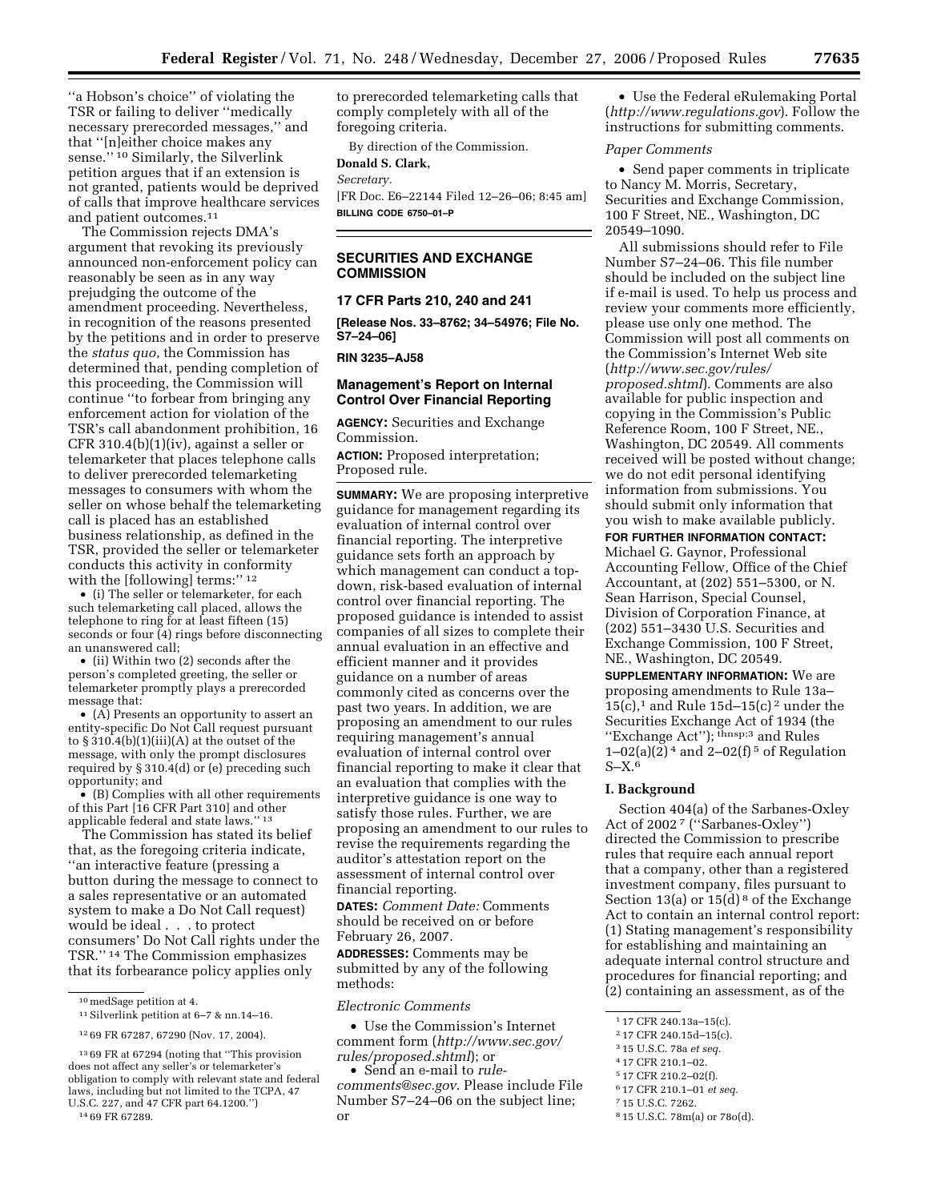''a Hobson's choice'' of violating the TSR or failing to deliver ''medically necessary prerecorded messages,'' and that ''[n]either choice makes any sense.'' [10] Similarly, the Silverlink petition argues that if an extension is not granted, patients would be deprived of calls that improve healthcare services and patient outcomes.[11]

The Commission rejects DMA's argument that revoking its previously announced non-enforcement policy can reasonably be seen as in any way prejudging the outcome of the amendment proceeding. Nevertheless, in recognition of the reasons presented by the petitions and in order to preserve the *status quo*, the Commission has determined that, pending completion of this proceeding, the Commission will continue ''to forbear from bringing any enforcement action for violation of the TSR's call abandonment prohibition, 16 CFR 310.4(b)(1)(iv), against a seller or telemarketer that places telephone calls to deliver prerecorded telemarketing messages to consumers with whom the seller on whose behalf the telemarketing call is placed has an established business relationship, as defined in the TSR, provided the seller or telemarketer conducts this activity in conformity with the [following] terms:'' [12]

- (i) The seller or telemarketer, for each such telemarketing call placed, allows the telephone to ring for at least fifteen (15) seconds or four (4) rings before disconnecting an unanswered call;
- (ii) Within two (2) seconds after the person's completed greeting, the seller or telemarketer promptly plays a prerecorded message that:
- (A) Presents an opportunity to assert an entity-specific Do Not Call request pursuant to § 310.4(b)(1)(iii)(A) at the outset of the message, with only the prompt disclosures required by § 310.4(d) or (e) preceding such opportunity; and
- (B) Complies with all other requirements of this Part [16 CFR Part 310] and other applicable federal and state laws.'' [13]

The Commission has stated its belief that, as the foregoing criteria indicate, ''an interactive feature (pressing a button during the message to connect to a sales representative or an automated system to make a Do Not Call request) would be ideal . . . to protect consumers' Do Not Call rights under the TSR.'' [14] The Commission emphasizes that its forbearance policy applies only to prerecorded telemarketing calls that comply completely with all of the foregoing criteria.

By direction of the Commission.

**Donald S. Clark,**

*Secretary.*

[FR Doc. E6–22144 Filed 12–26–06; 8:45 am]

**BILLING CODE 6750–01–P**

[10] medSage petition at 4.

[11] Silverlink petition at 6–7 & nn.14–16.

[12] 69 FR 67287, 67290 (Nov. 17, 2004).

[13] 69 FR at 67294 (noting that ''This provision does not affect any seller's or telemarketer's obligation to comply with relevant state and federal laws, including but not limited to the TCPA, 47 U.S.C. 227, and 47 CFR part 64.1200.'')

[14] 69 FR 67289.

## SECURITIES AND EXCHANGE COMMISSION

### 17 CFR Parts 210, 240 and 241

**[Release Nos. 33–8762; 34–54976; File No. S7–24–06]**

**RIN 3235–AJ58**

### Management's Report on Internal Control Over Financial Reporting

**AGENCY:** Securities and Exchange Commission.

**ACTION:** Proposed interpretation; Proposed rule.

**SUMMARY:** We are proposing interpretive guidance for management regarding its evaluation of internal control over financial reporting. The interpretive guidance sets forth an approach by which management can conduct a top-down, risk-based evaluation of internal control over financial reporting. The proposed guidance is intended to assist companies of all sizes to complete their annual evaluation in an effective and efficient manner and it provides guidance on a number of areas commonly cited as concerns over the past two years. In addition, we are proposing an amendment to our rules requiring management's annual evaluation of internal control over financial reporting to make it clear that an evaluation that complies with the interpretive guidance is one way to satisfy those rules. Further, we are proposing an amendment to our rules to revise the requirements regarding the auditor's attestation report on the assessment of internal control over financial reporting.

**DATES:** *Comment Date:* Comments should be received on or before February 26, 2007.

**ADDRESSES:** Comments may be submitted by any of the following methods:

*Electronic Comments*

- Use the Commission's Internet comment form (*http://www.sec.gov/rules/proposed.shtml*); or
- Send an e-mail to *rule-comments@sec.gov*. Please include File Number S7–24–06 on the subject line; or
- Use the Federal eRulemaking Portal (*http://www.regulations.gov*). Follow the instructions for submitting comments.

*Paper Comments*

- Send paper comments in triplicate to Nancy M. Morris, Secretary, Securities and Exchange Commission, 100 F Street, NE., Washington, DC 20549–1090.

All submissions should refer to File Number S7–24–06. This file number should be included on the subject line if e-mail is used. To help us process and review your comments more efficiently, please use only one method. The Commission will post all comments on the Commission's Internet Web site (*http://www.sec.gov/rules/proposed.shtml*). Comments are also available for public inspection and copying in the Commission's Public Reference Room, 100 F Street, NE., Washington, DC 20549. All comments received will be posted without change; we do not edit personal identifying information from submissions. You should submit only information that you wish to make available publicly.

**FOR FURTHER INFORMATION CONTACT:** Michael G. Gaynor, Professional Accounting Fellow, Office of the Chief Accountant, at (202) 551–5300, or N. Sean Harrison, Special Counsel, Division of Corporation Finance, at (202) 551–3430 U.S. Securities and Exchange Commission, 100 F Street, NE., Washington, DC 20549.

**SUPPLEMENTARY INFORMATION:** We are proposing amendments to Rule 13a–15(c),[1] and Rule 15d–15(c) [2] under the Securities Exchange Act of 1934 (the ''Exchange Act''); thnsp;[3] and Rules 1–02(a)(2) [4] and 2–02(f) [5] of Regulation S–X.[6]

## I. Background

Section 404(a) of the Sarbanes-Oxley Act of 2002 [7] (''Sarbanes-Oxley'') directed the Commission to prescribe rules that require each annual report that a company, other than a registered investment company, files pursuant to Section 13(a) or 15(d) [8] of the Exchange Act to contain an internal control report: (1) Stating management's responsibility for establishing and maintaining an adequate internal control structure and procedures for financial reporting; and (2) containing an assessment, as of the

[1] 17 CFR 240.13a–15(c).

[2] 17 CFR 240.15d–15(c).

[3] 15 U.S.C. 78a *et seq.*

[4] 17 CFR 210.1–02.

[5] 17 CFR 210.2–02(f).

[6] 17 CFR 210.1–01 *et seq.*

[7] 15 U.S.C. 7262.

[8] 15 U.S.C. 78m(a) or 78o(d).